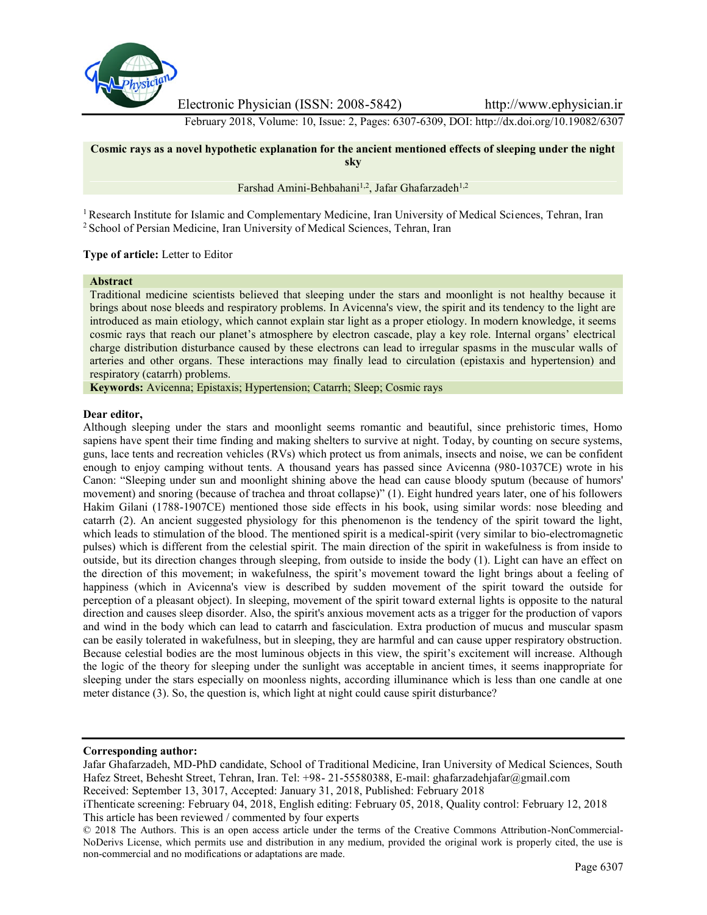# Cosmic rays as a novel hypothetic explanation for the ancient mentioned effects of sleeping under the night sky

Farshad Amini-Behbahani[1,2], Jafar Ghafarzadeh[1,2]

[1] Research Institute for Islamic and Complementary Medicine, Iran University of Medical Sciences, Tehran, Iran
[2] School of Persian Medicine, Iran University of Medical Sciences, Tehran, Iran

**Type of article:** Letter to Editor

**Abstract**

Traditional medicine scientists believed that sleeping under the stars and moonlight is not healthy because it brings about nose bleeds and respiratory problems. In Avicenna's view, the spirit and its tendency to the light are introduced as main etiology, which cannot explain star light as a proper etiology. In modern knowledge, it seems cosmic rays that reach our planet's atmosphere by electron cascade, play a key role. Internal organs' electrical charge distribution disturbance caused by these electrons can lead to irregular spasms in the muscular walls of arteries and other organs. These interactions may finally lead to circulation (epistaxis and hypertension) and respiratory (catarrh) problems.

**Keywords:** Avicenna; Epistaxis; Hypertension; Catarrh; Sleep; Cosmic rays

**Dear editor,**

Although sleeping under the stars and moonlight seems romantic and beautiful, since prehistoric times, Homo sapiens have spent their time finding and making shelters to survive at night. Today, by counting on secure systems, guns, lace tents and recreation vehicles (RVs) which protect us from animals, insects and noise, we can be confident enough to enjoy camping without tents. A thousand years has passed since Avicenna (980-1037CE) wrote in his Canon: "Sleeping under sun and moonlight shining above the head can cause bloody sputum (because of humors' movement) and snoring (because of trachea and throat collapse)" (1). Eight hundred years later, one of his followers Hakim Gilani (1788-1907CE) mentioned those side effects in his book, using similar words: nose bleeding and catarrh (2). An ancient suggested physiology for this phenomenon is the tendency of the spirit toward the light, which leads to stimulation of the blood. The mentioned spirit is a medical-spirit (very similar to bio-electromagnetic pulses) which is different from the celestial spirit. The main direction of the spirit in wakefulness is from inside to outside, but its direction changes through sleeping, from outside to inside the body (1). Light can have an effect on the direction of this movement; in wakefulness, the spirit's movement toward the light brings about a feeling of happiness (which in Avicenna's view is described by sudden movement of the spirit toward the outside for perception of a pleasant object). In sleeping, movement of the spirit toward external lights is opposite to the natural direction and causes sleep disorder. Also, the spirit's anxious movement acts as a trigger for the production of vapors and wind in the body which can lead to catarrh and fasciculation. Extra production of mucus and muscular spasm can be easily tolerated in wakefulness, but in sleeping, they are harmful and can cause upper respiratory obstruction. Because celestial bodies are the most luminous objects in this view, the spirit's excitement will increase. Although the logic of the theory for sleeping under the sunlight was acceptable in ancient times, it seems inappropriate for sleeping under the stars especially on moonless nights, according illuminance which is less than one candle at one meter distance (3). So, the question is, which light at night could cause spirit disturbance?

**Corresponding author:**

Jafar Ghafarzadeh, MD-PhD candidate, School of Traditional Medicine, Iran University of Medical Sciences, South Hafez Street, Behesht Street, Tehran, Iran. Tel: +98- 21-55580388, E-mail: ghafarzadehjafar@gmail.com

Received: September 13, 3017, Accepted: January 31, 2018, Published: February 2018

iThenticate screening: February 04, 2018, English editing: February 05, 2018, Quality control: February 12, 2018

This article has been reviewed / commented by four experts

© 2018 The Authors. This is an open access article under the terms of the Creative Commons Attribution-NonCommercial-NoDerivs License, which permits use and distribution in any medium, provided the original work is properly cited, the use is non-commercial and no modifications or adaptations are made.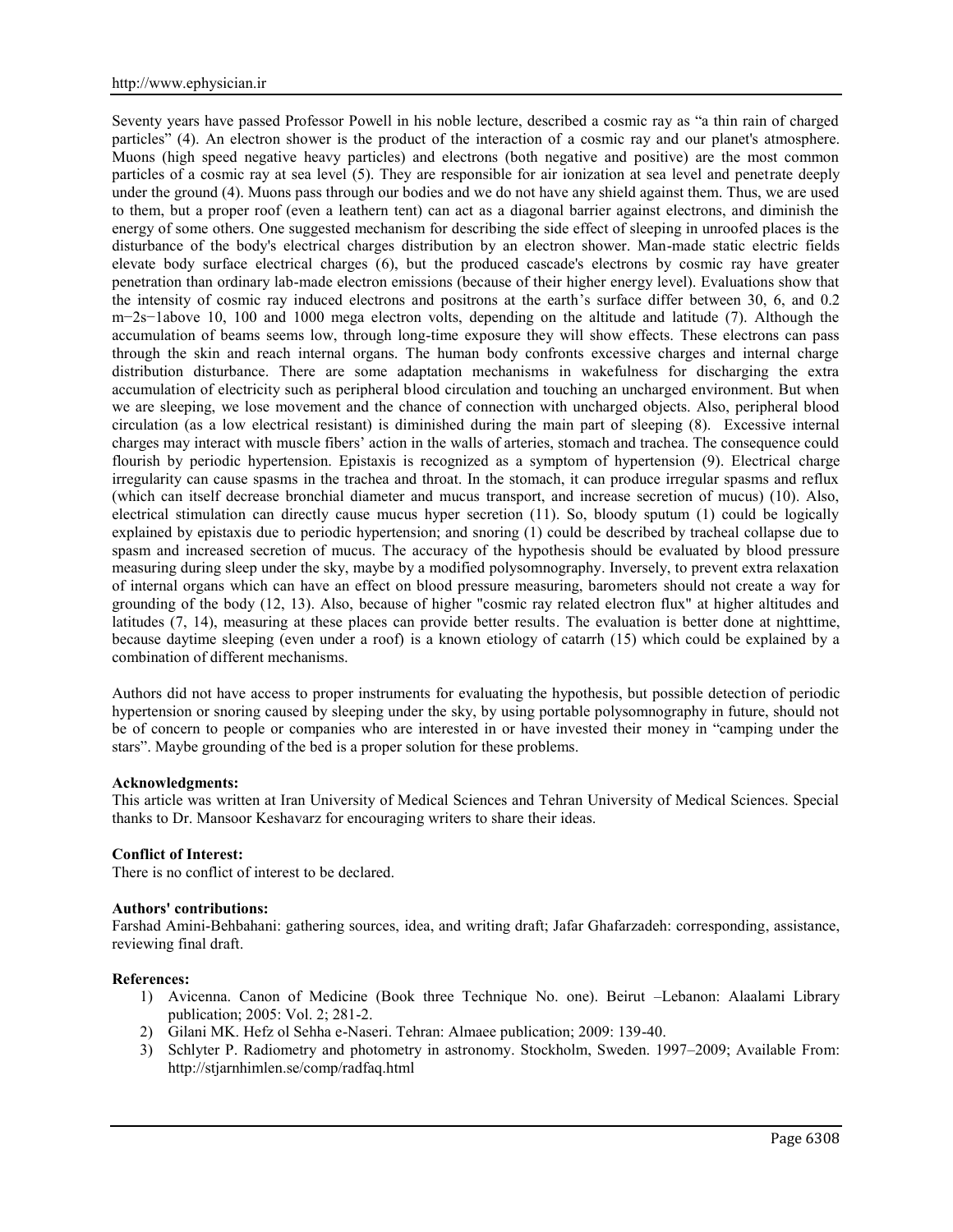Seventy years have passed Professor Powell in his noble lecture, described a cosmic ray as "a thin rain of charged particles" (4). An electron shower is the product of the interaction of a cosmic ray and our planet's atmosphere. Muons (high speed negative heavy particles) and electrons (both negative and positive) are the most common particles of a cosmic ray at sea level (5). They are responsible for air ionization at sea level and penetrate deeply under the ground (4). Muons pass through our bodies and we do not have any shield against them. Thus, we are used to them, but a proper roof (even a leathern tent) can act as a diagonal barrier against electrons, and diminish the energy of some others. One suggested mechanism for describing the side effect of sleeping in unroofed places is the disturbance of the body's electrical charges distribution by an electron shower. Man-made static electric fields elevate body surface electrical charges (6), but the produced cascade's electrons by cosmic ray have greater penetration than ordinary lab-made electron emissions (because of their higher energy level). Evaluations show that the intensity of cosmic ray induced electrons and positrons at the earth's surface differ between 30, 6, and 0.2 $m^{-2}s^{-1}$above 10, 100 and 1000 mega electron volts, depending on the altitude and latitude (7). Although the accumulation of beams seems low, through long-time exposure they will show effects. These electrons can pass through the skin and reach internal organs. The human body confronts excessive charges and internal charge distribution disturbance. There are some adaptation mechanisms in wakefulness for discharging the extra accumulation of electricity such as peripheral blood circulation and touching an uncharged environment. But when we are sleeping, we lose movement and the chance of connection with uncharged objects. Also, peripheral blood circulation (as a low electrical resistant) is diminished during the main part of sleeping (8). Excessive internal charges may interact with muscle fibers' action in the walls of arteries, stomach and trachea. The consequence could flourish by periodic hypertension. Epistaxis is recognized as a symptom of hypertension (9). Electrical charge irregularity can cause spasms in the trachea and throat. In the stomach, it can produce irregular spasms and reflux (which can itself decrease bronchial diameter and mucus transport, and increase secretion of mucus) (10). Also, electrical stimulation can directly cause mucus hyper secretion (11). So, bloody sputum (1) could be logically explained by epistaxis due to periodic hypertension; and snoring (1) could be described by tracheal collapse due to spasm and increased secretion of mucus. The accuracy of the hypothesis should be evaluated by blood pressure measuring during sleep under the sky, maybe by a modified polysomnography. Inversely, to prevent extra relaxation of internal organs which can have an effect on blood pressure measuring, barometers should not create a way for grounding of the body (12, 13). Also, because of higher "cosmic ray related electron flux" at higher altitudes and latitudes (7, 14), measuring at these places can provide better results. The evaluation is better done at nighttime, because daytime sleeping (even under a roof) is a known etiology of catarrh (15) which could be explained by a combination of different mechanisms.

Authors did not have access to proper instruments for evaluating the hypothesis, but possible detection of periodic hypertension or snoring caused by sleeping under the sky, by using portable polysomnography in future, should not be of concern to people or companies who are interested in or have invested their money in "camping under the stars". Maybe grounding of the bed is a proper solution for these problems.

**Acknowledgments:**

This article was written at Iran University of Medical Sciences and Tehran University of Medical Sciences. Special thanks to Dr. Mansoor Keshavarz for encouraging writers to share their ideas.

**Conflict of Interest:**

There is no conflict of interest to be declared.

**Authors' contributions:**

Farshad Amini-Behbahani: gathering sources, idea, and writing draft; Jafar Ghafarzadeh: corresponding, assistance, reviewing final draft.

**References:**

1) Avicenna. Canon of Medicine (Book three Technique No. one). Beirut –Lebanon: Alaalami Library publication; 2005: Vol. 2; 281-2.
2) Gilani MK. Hefz ol Sehha e-Naseri. Tehran: Almaee publication; 2009: 139-40.
3) Schlyter P. Radiometry and photometry in astronomy. Stockholm, Sweden. 1997–2009; Available From: http://stjarnhimlen.se/comp/radfaq.html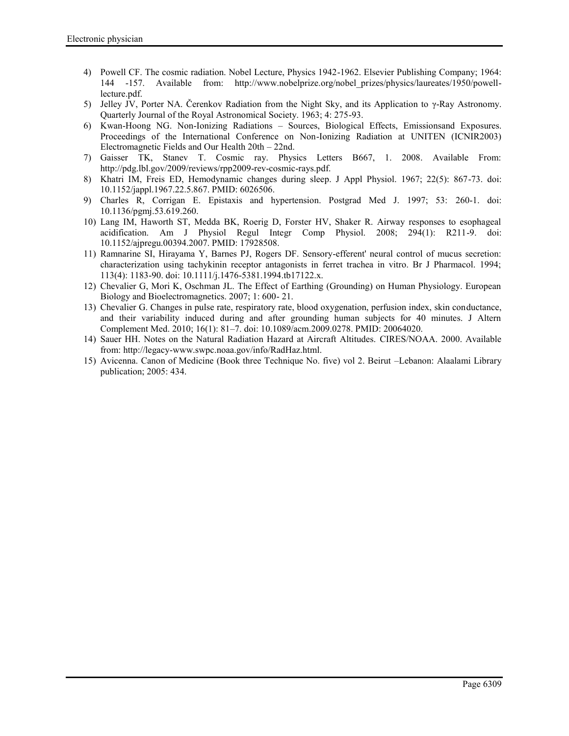4) Powell CF. The cosmic radiation. Nobel Lecture, Physics 1942-1962. Elsevier Publishing Company; 1964: 144 -157. Available from: http://www.nobelprize.org/nobel_prizes/physics/laureates/1950/powell-lecture.pdf.
5) Jelley JV, Porter NA. Čerenkov Radiation from the Night Sky, and its Application to γ-Ray Astronomy. Quarterly Journal of the Royal Astronomical Society. 1963; 4: 275-93.
6) Kwan-Hoong NG. Non-Ionizing Radiations – Sources, Biological Effects, Emissionsand Exposures. Proceedings of the International Conference on Non-Ionizing Radiation at UNITEN (ICNIR2003) Electromagnetic Fields and Our Health 20th – 22nd.
7) Gaisser TK, Stanev T. Cosmic ray. Physics Letters B667, 1. 2008. Available From: http://pdg.lbl.gov/2009/reviews/rpp2009-rev-cosmic-rays.pdf.
8) Khatri IM, Freis ED, Hemodynamic changes during sleep. J Appl Physiol. 1967; 22(5): 867-73. doi: 10.1152/jappl.1967.22.5.867. PMID: 6026506.
9) Charles R, Corrigan E. Epistaxis and hypertension. Postgrad Med J. 1997; 53: 260-1. doi: 10.1136/pgmj.53.619.260.
10) Lang IM, Haworth ST, Medda BK, Roerig D, Forster HV, Shaker R. Airway responses to esophageal acidification. Am J Physiol Regul Integr Comp Physiol. 2008; 294(1): R211-9. doi: 10.1152/ajpregu.00394.2007. PMID: 17928508.
11) Ramnarine SI, Hirayama Y, Barnes PJ, Rogers DF. Sensory-efferent' neural control of mucus secretion: characterization using tachykinin receptor antagonists in ferret trachea in vitro. Br J Pharmacol. 1994; 113(4): 1183-90. doi: 10.1111/j.1476-5381.1994.tb17122.x.
12) Chevalier G, Mori K, Oschman JL. The Effect of Earthing (Grounding) on Human Physiology. European Biology and Bioelectromagnetics. 2007; 1: 600- 21.
13) Chevalier G. Changes in pulse rate, respiratory rate, blood oxygenation, perfusion index, skin conductance, and their variability induced during and after grounding human subjects for 40 minutes. J Altern Complement Med. 2010; 16(1): 81–7. doi: 10.1089/acm.2009.0278. PMID: 20064020.
14) Sauer HH. Notes on the Natural Radiation Hazard at Aircraft Altitudes. CIRES/NOAA. 2000. Available from: http://legacy-www.swpc.noaa.gov/info/RadHaz.html.
15) Avicenna. Canon of Medicine (Book three Technique No. five) vol 2. Beirut –Lebanon: Alaalami Library publication; 2005: 434.